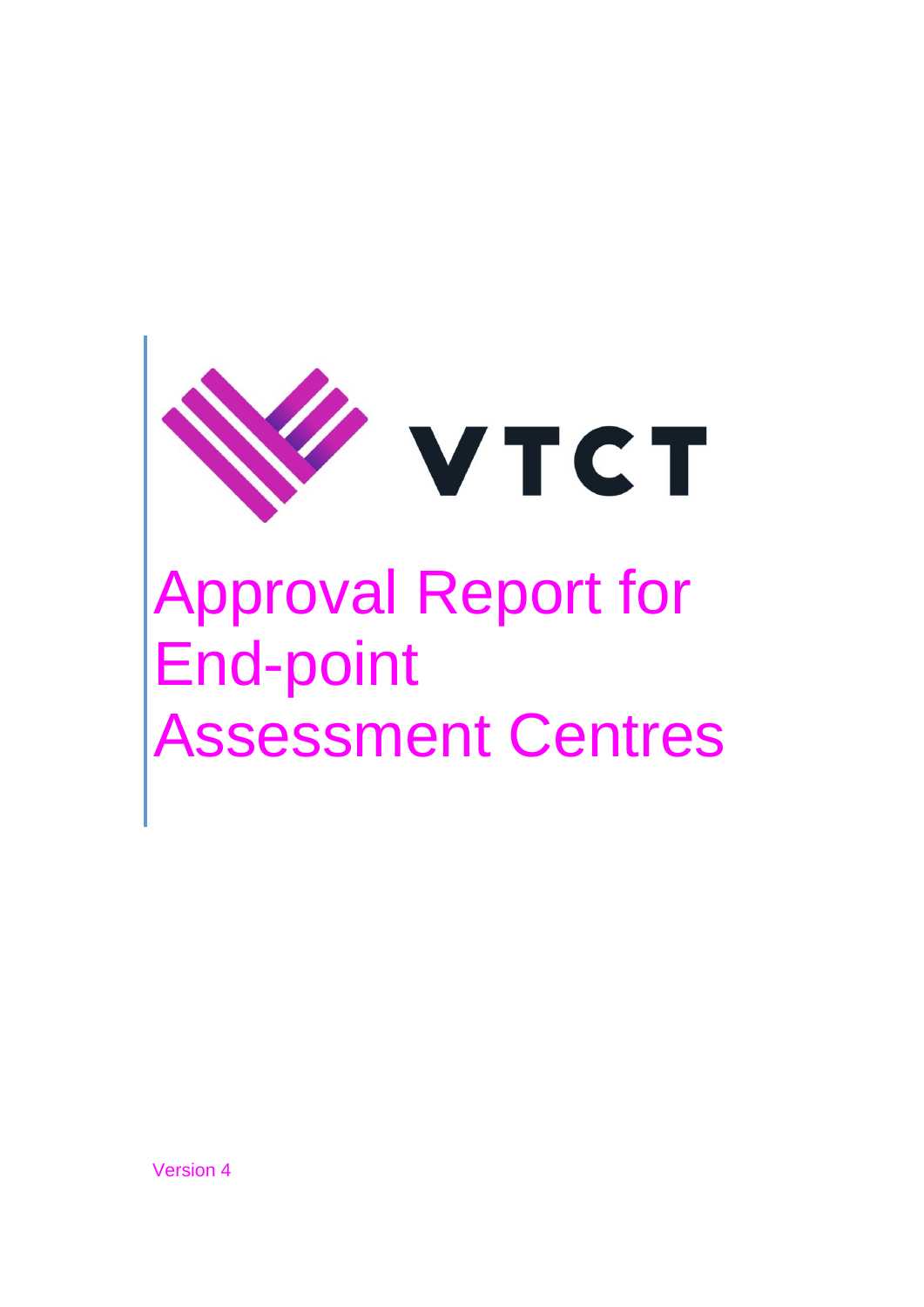VTCT

# Approval Report for End-point Assessment Centres

Version 4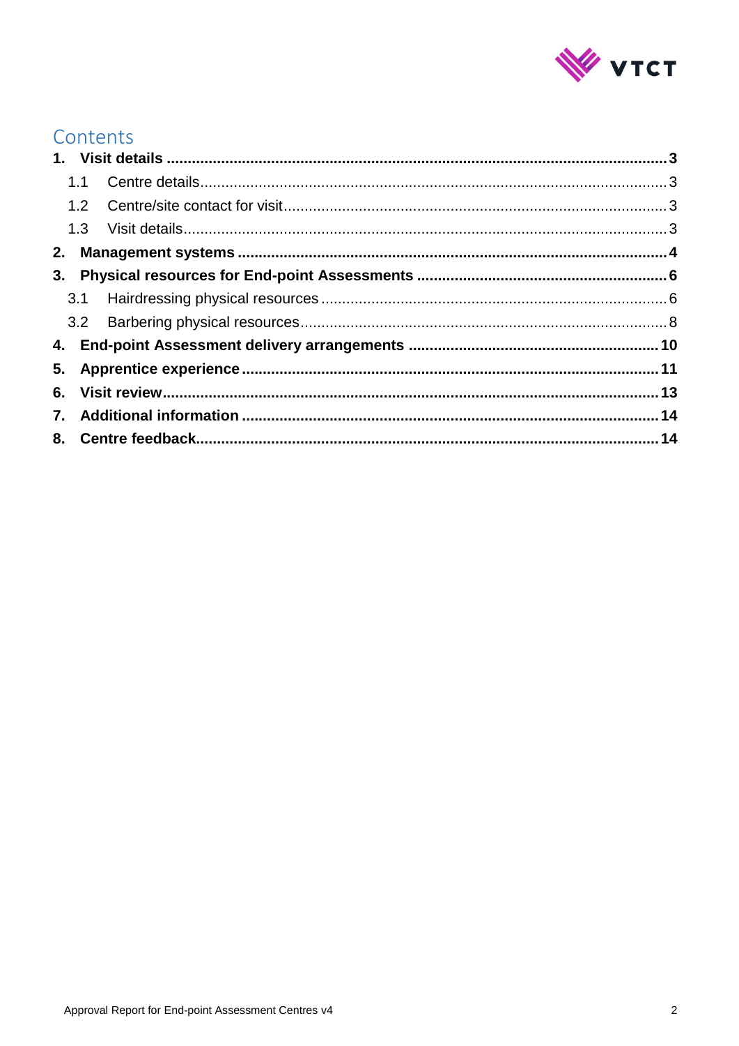# Contents

**1. Visit details ..... 3**

- 1.1 Centre details ..... 3
- 1.2 Centre/site contact for visit ..... 3
- 1.3 Visit details ..... 3

**2. Management systems ..... 4**

**3. Physical resources for End-point Assessments ..... 6**

- 3.1 Hairdressing physical resources ..... 6
- 3.2 Barbering physical resources ..... 8

**4. End-point Assessment delivery arrangements ..... 10**

**5. Apprentice experience ..... 11**

**6. Visit review ..... 13**

**7. Additional information ..... 14**

**8. Centre feedback ..... 14**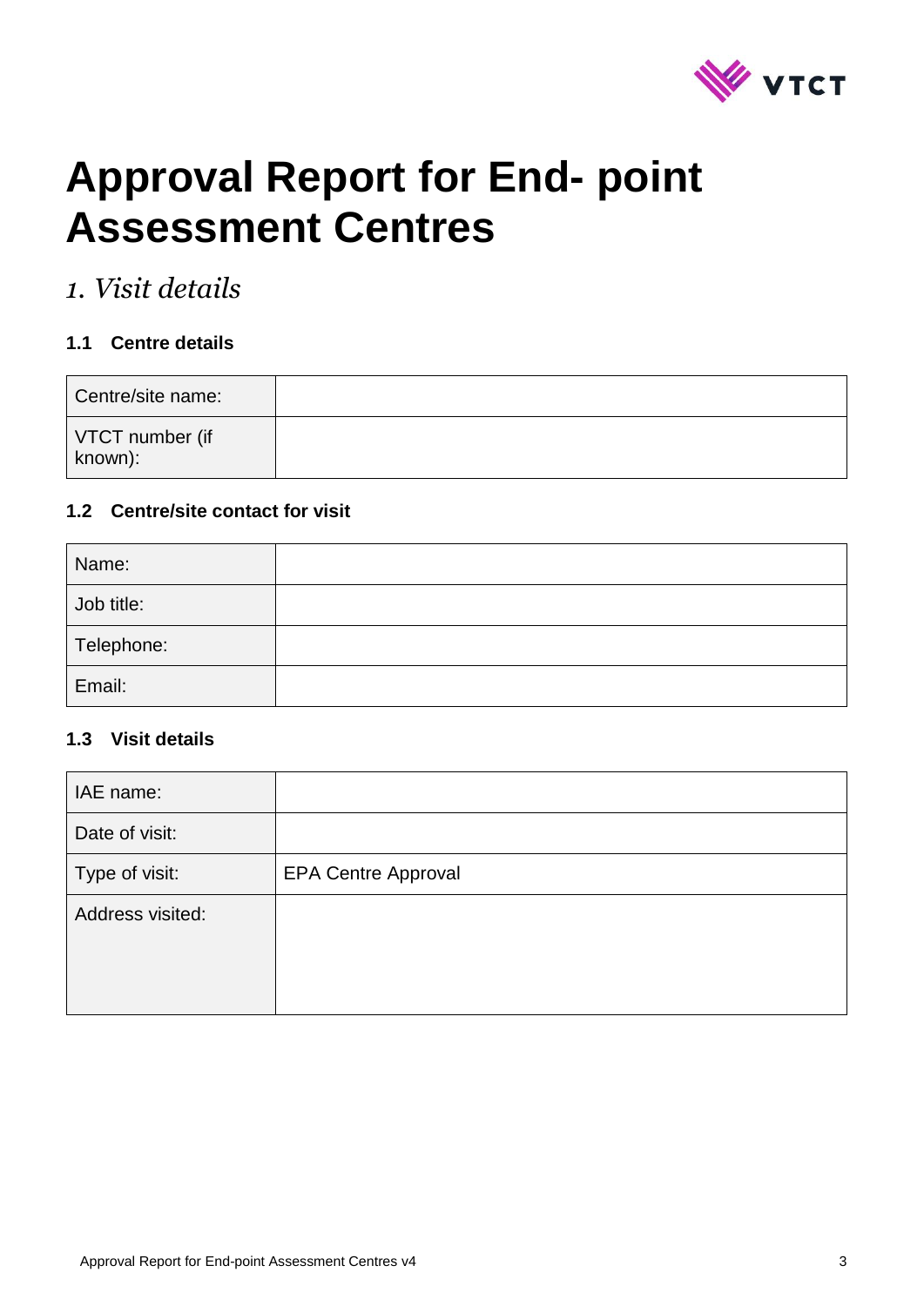# Approval Report for End- point Assessment Centres

## *1. Visit details*

### 1.1 Centre details

| Centre/site name: | |
|---|---|
| VTCT number (if known): | |

### 1.2 Centre/site contact for visit

| Name: | |
|---|---|
| Job title: | |
| Telephone: | |
| Email: | |

### 1.3 Visit details

| IAE name: | |
|---|---|
| Date of visit: | |
| Type of visit: | EPA Centre Approval |
| Address visited: | |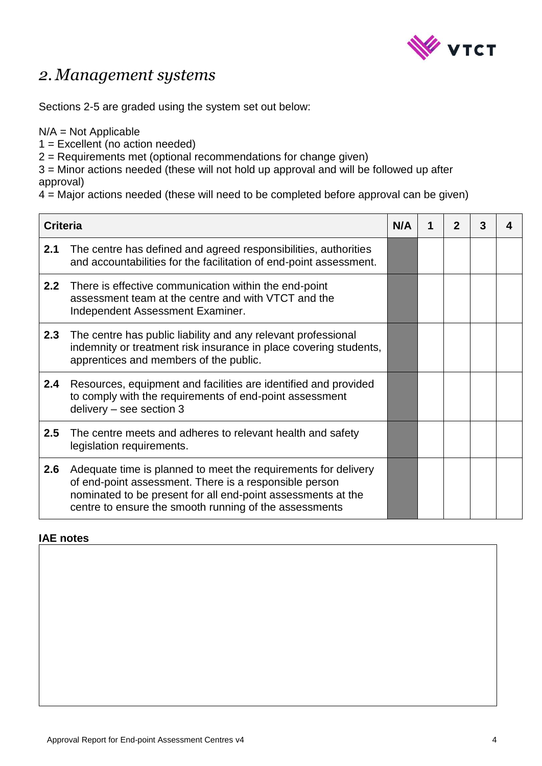## *2. Management systems*

Sections 2-5 are graded using the system set out below:

N/A = Not Applicable
1 = Excellent (no action needed)
2 = Requirements met (optional recommendations for change given)
3 = Minor actions needed (these will not hold up approval and will be followed up after approval)
4 = Major actions needed (these will need to be completed before approval can be given)

| **Criteria** | | **N/A** | **1** | **2** | **3** | **4** |
|---|---|---|---|---|---|---|
| **2.1** | The centre has defined and agreed responsibilities, authorities and accountabilities for the facilitation of end-point assessment. | | | | | |
| **2.2** | There is effective communication within the end-point assessment team at the centre and with VTCT and the Independent Assessment Examiner. | | | | | |
| **2.3** | The centre has public liability and any relevant professional indemnity or treatment risk insurance in place covering students, apprentices and members of the public. | | | | | |
| **2.4** | Resources, equipment and facilities are identified and provided to comply with the requirements of end-point assessment delivery – see section 3 | | | | | |
| **2.5** | The centre meets and adheres to relevant health and safety legislation requirements. | | | | | |
| **2.6** | Adequate time is planned to meet the requirements for delivery of end-point assessment. There is a responsible person nominated to be present for all end-point assessments at the centre to ensure the smooth running of the assessments | | | | | |

**IAE notes**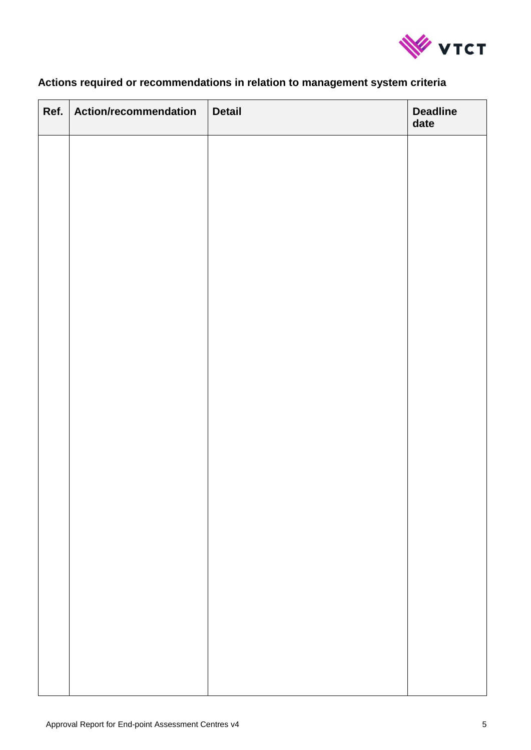## Actions required or recommendations in relation to management system criteria

| Ref. | Action/recommendation | Detail | Deadline date |
|---|---|---|---|
| | | | |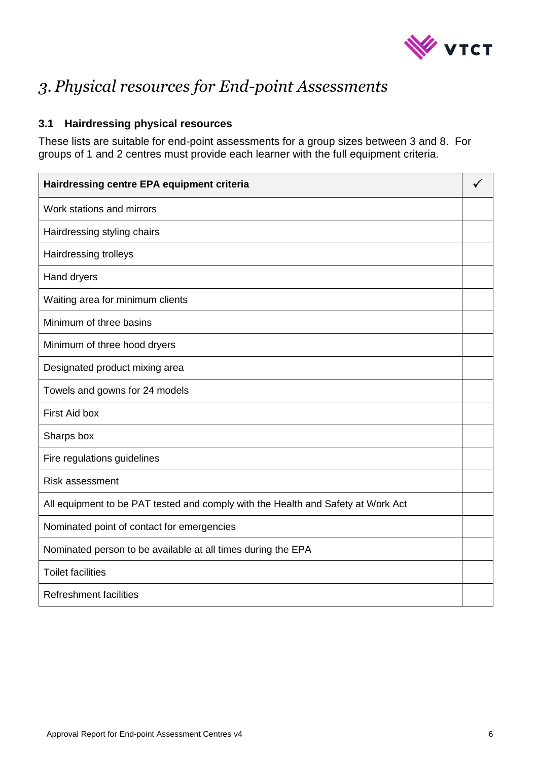# *3. Physical resources for End-point Assessments*

### 3.1 Hairdressing physical resources

These lists are suitable for end-point assessments for a group sizes between 3 and 8. For groups of 1 and 2 centres must provide each learner with the full equipment criteria.

| **Hairdressing centre EPA equipment criteria** | ✓ |
|---|---|
| Work stations and mirrors | |
| Hairdressing styling chairs | |
| Hairdressing trolleys | |
| Hand dryers | |
| Waiting area for minimum clients | |
| Minimum of three basins | |
| Minimum of three hood dryers | |
| Designated product mixing area | |
| Towels and gowns for 24 models | |
| First Aid box | |
| Sharps box | |
| Fire regulations guidelines | |
| Risk assessment | |
| All equipment to be PAT tested and comply with the Health and Safety at Work Act | |
| Nominated point of contact for emergencies | |
| Nominated person to be available at all times during the EPA | |
| Toilet facilities | |
| Refreshment facilities | |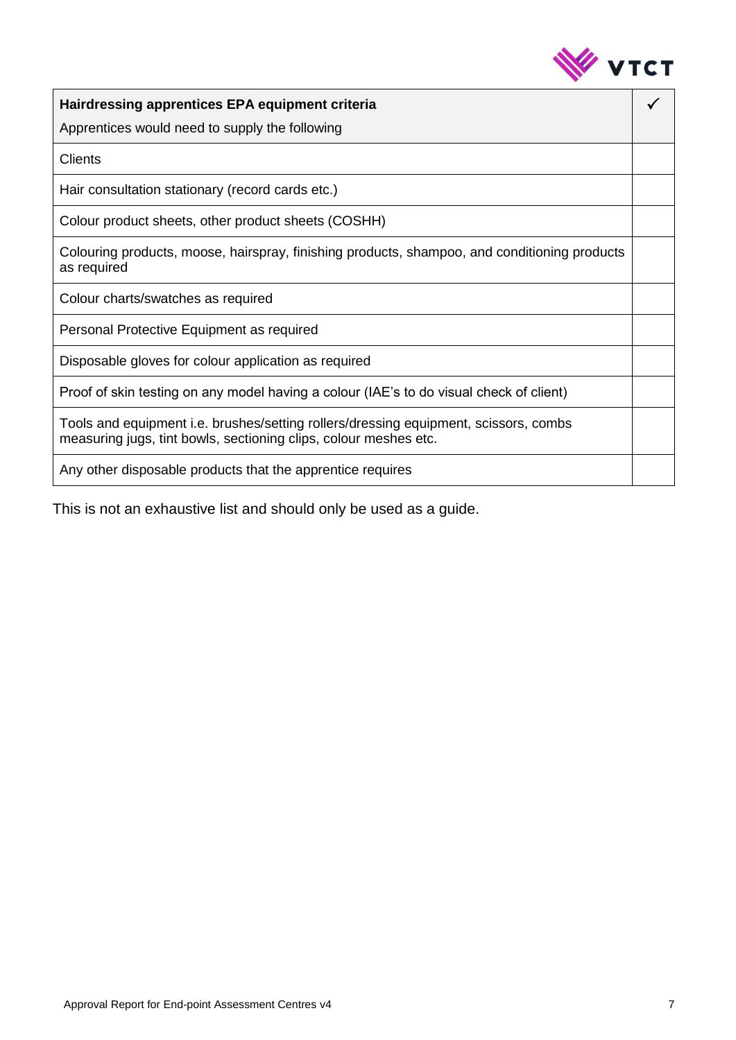| **Hairdressing apprentices EPA equipment criteria**<br>Apprentices would need to supply the following | ✓ |
|---|---|
| Clients | |
| Hair consultation stationary (record cards etc.) | |
| Colour product sheets, other product sheets (COSHH) | |
| Colouring products, moose, hairspray, finishing products, shampoo, and conditioning products as required | |
| Colour charts/swatches as required | |
| Personal Protective Equipment as required | |
| Disposable gloves for colour application as required | |
| Proof of skin testing on any model having a colour (IAE's to do visual check of client) | |
| Tools and equipment i.e. brushes/setting rollers/dressing equipment, scissors, combs measuring jugs, tint bowls, sectioning clips, colour meshes etc. | |
| Any other disposable products that the apprentice requires | |

This is not an exhaustive list and should only be used as a guide.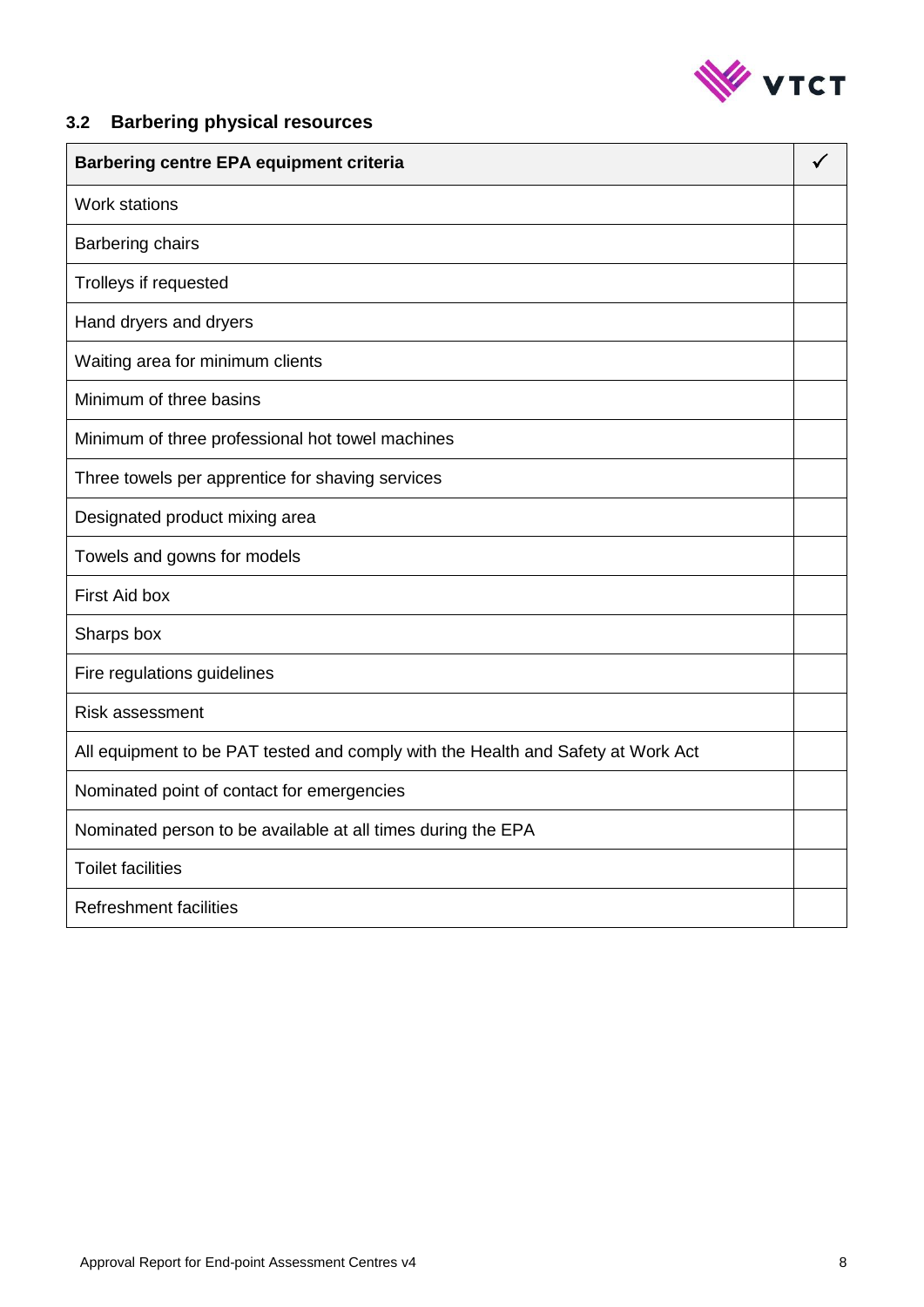### 3.2 Barbering physical resources

| Barbering centre EPA equipment criteria | ✓ |
|---|---|
| Work stations | |
| Barbering chairs | |
| Trolleys if requested | |
| Hand dryers and dryers | |
| Waiting area for minimum clients | |
| Minimum of three basins | |
| Minimum of three professional hot towel machines | |
| Three towels per apprentice for shaving services | |
| Designated product mixing area | |
| Towels and gowns for models | |
| First Aid box | |
| Sharps box | |
| Fire regulations guidelines | |
| Risk assessment | |
| All equipment to be PAT tested and comply with the Health and Safety at Work Act | |
| Nominated point of contact for emergencies | |
| Nominated person to be available at all times during the EPA | |
| Toilet facilities | |
| Refreshment facilities | |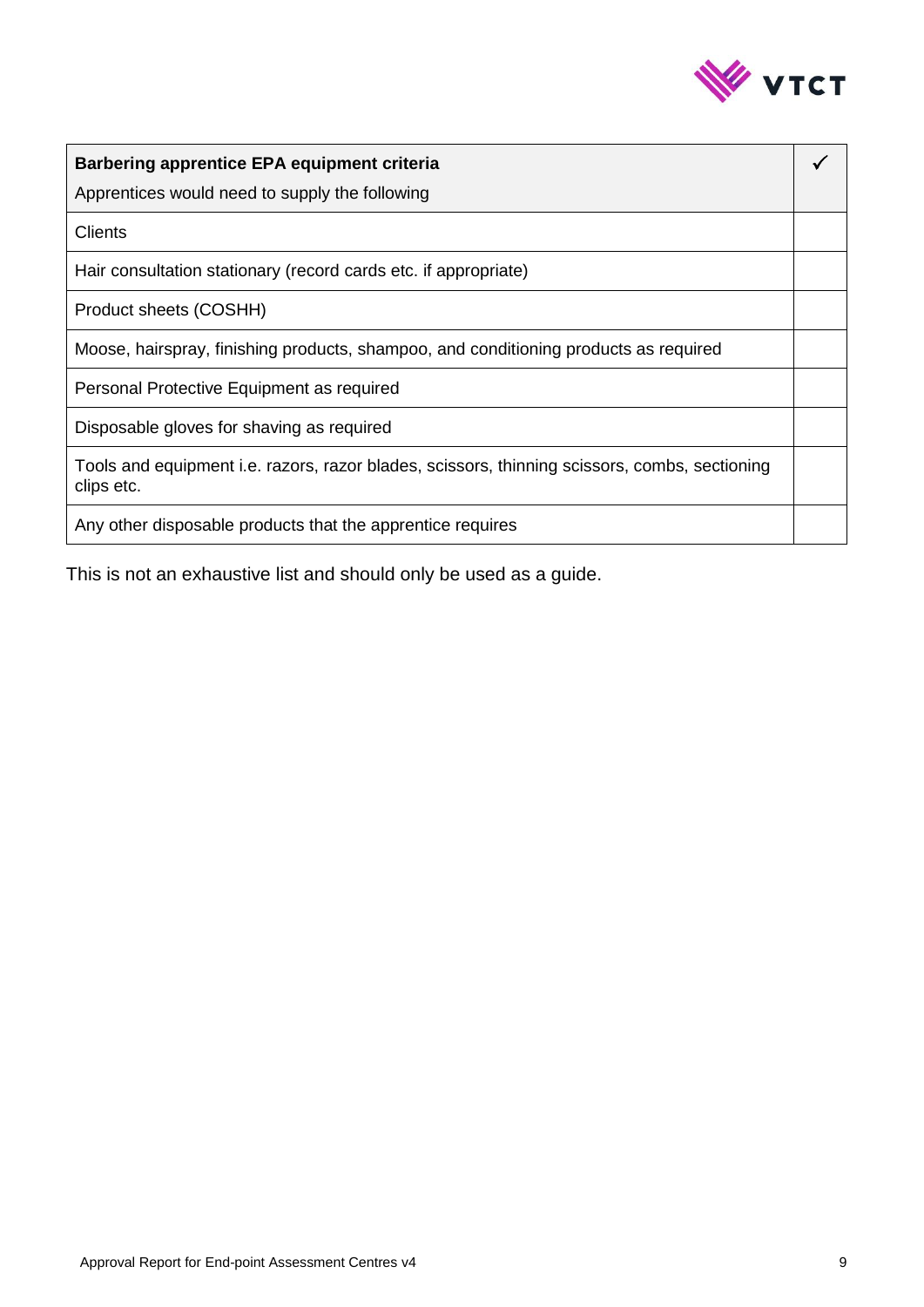| **Barbering apprentice EPA equipment criteria**<br>Apprentices would need to supply the following | ✓ |
| --- | --- |
| Clients | |
| Hair consultation stationary (record cards etc. if appropriate) | |
| Product sheets (COSHH) | |
| Moose, hairspray, finishing products, shampoo, and conditioning products as required | |
| Personal Protective Equipment as required | |
| Disposable gloves for shaving as required | |
| Tools and equipment i.e. razors, razor blades, scissors, thinning scissors, combs, sectioning clips etc. | |
| Any other disposable products that the apprentice requires | |

This is not an exhaustive list and should only be used as a guide.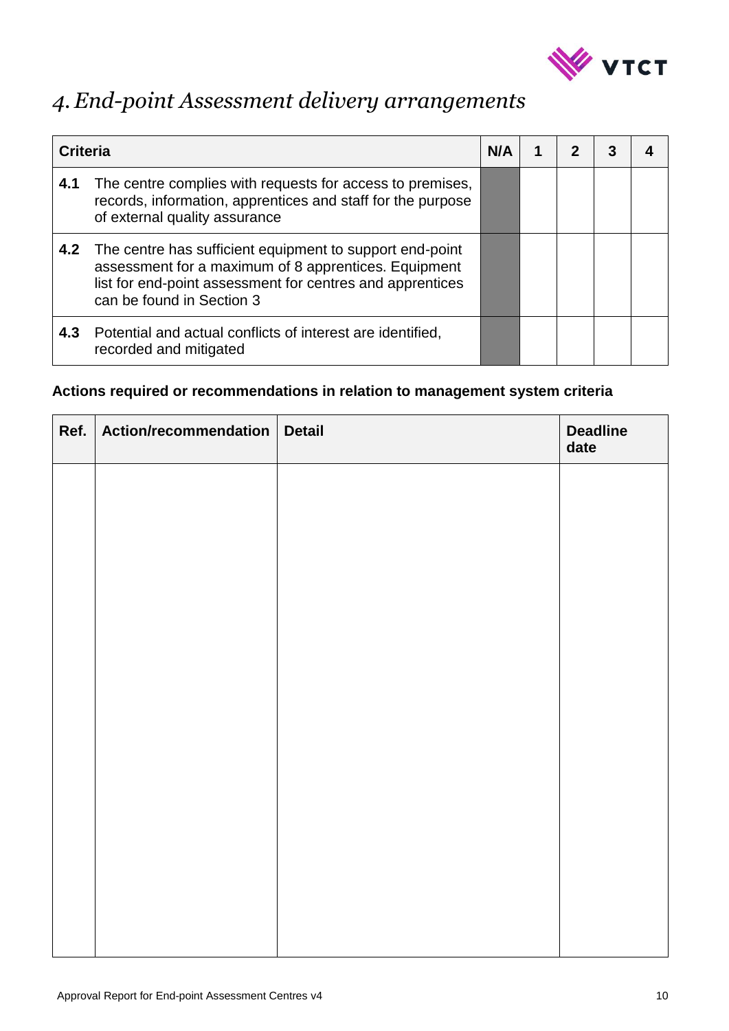# *4. End-point Assessment delivery arrangements*

| Criteria | | N/A | 1 | 2 | 3 | 4 |
|---|---|---|---|---|---|---|
| **4.1** | The centre complies with requests for access to premises, records, information, apprentices and staff for the purpose of external quality assurance | | | | | |
| **4.2** | The centre has sufficient equipment to support end-point assessment for a maximum of 8 apprentices. Equipment list for end-point assessment for centres and apprentices can be found in Section 3 | | | | | |
| **4.3** | Potential and actual conflicts of interest are identified, recorded and mitigated | | | | | |

**Actions required or recommendations in relation to management system criteria**

| Ref. | Action/recommendation | Detail | Deadline date |
|---|---|---|---|
| | | | |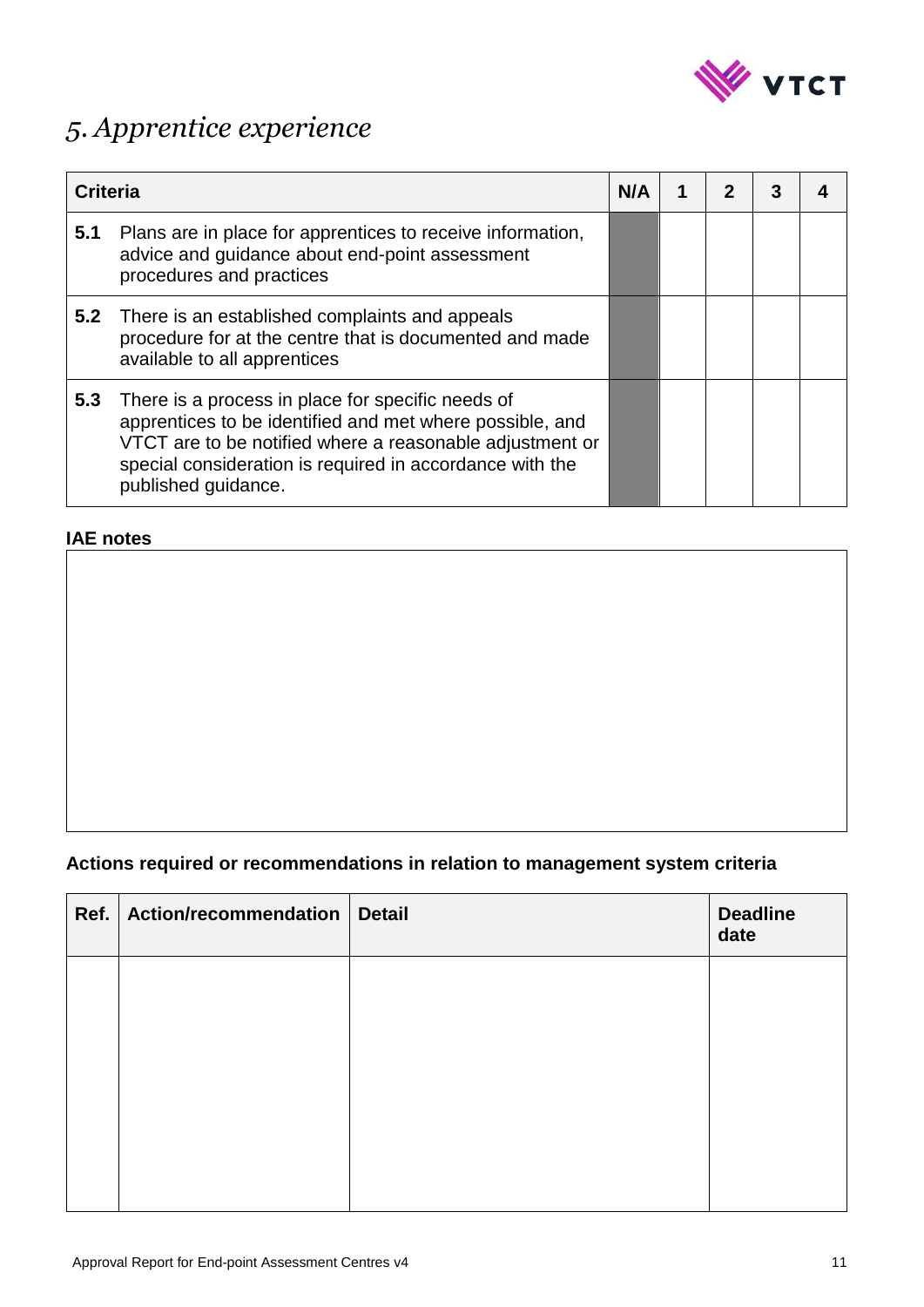# *5. Apprentice experience*

| Criteria | | N/A | 1 | 2 | 3 | 4 |
|---|---|---|---|---|---|---|
| **5.1** | Plans are in place for apprentices to receive information, advice and guidance about end-point assessment procedures and practices | | | | | |
| **5.2** | There is an established complaints and appeals procedure for at the centre that is documented and made available to all apprentices | | | | | |
| **5.3** | There is a process in place for specific needs of apprentices to be identified and met where possible, and VTCT are to be notified where a reasonable adjustment or special consideration is required in accordance with the published guidance. | | | | | |

**IAE notes**

**Actions required or recommendations in relation to management system criteria**

| Ref. | Action/recommendation | Detail | Deadline date |
|---|---|---|---|
| | | | |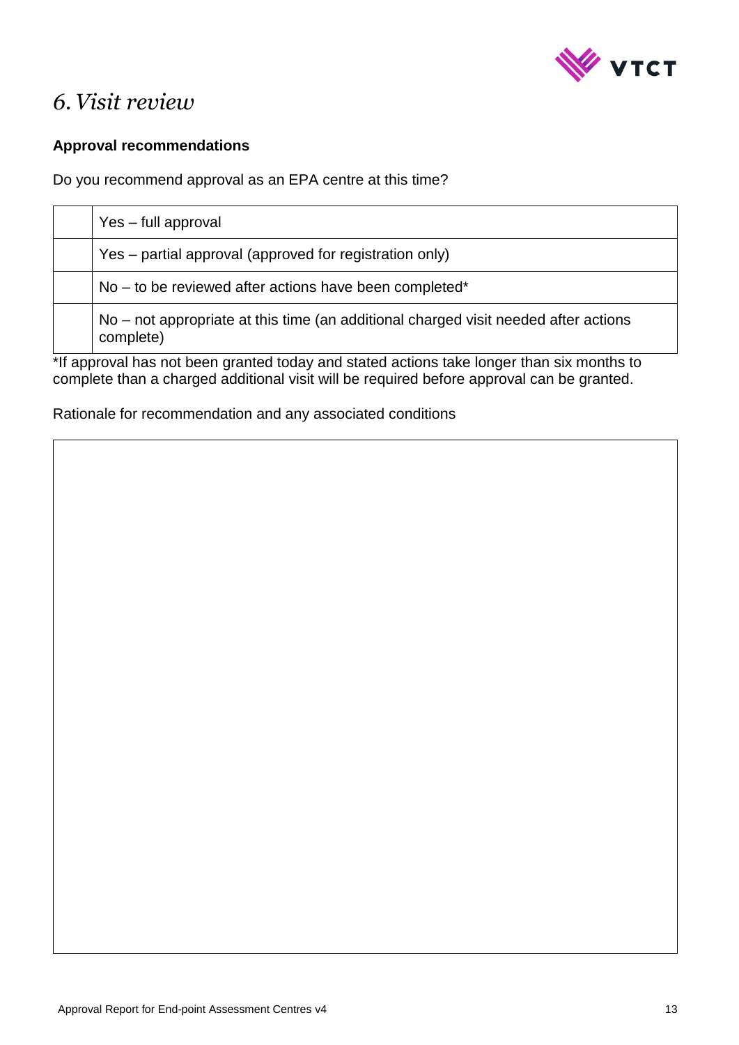# 6. *Visit review*

**Approval recommendations**

Do you recommend approval as an EPA centre at this time?

| | |
|---|---|
| | Yes – full approval |
| | Yes – partial approval (approved for registration only) |
| | No – to be reviewed after actions have been completed* |
| | No – not appropriate at this time (an additional charged visit needed after actions complete) |

*If approval has not been granted today and stated actions take longer than six months to complete than a charged additional visit will be required before approval can be granted.

Rationale for recommendation and any associated conditions

| |
|---|
| |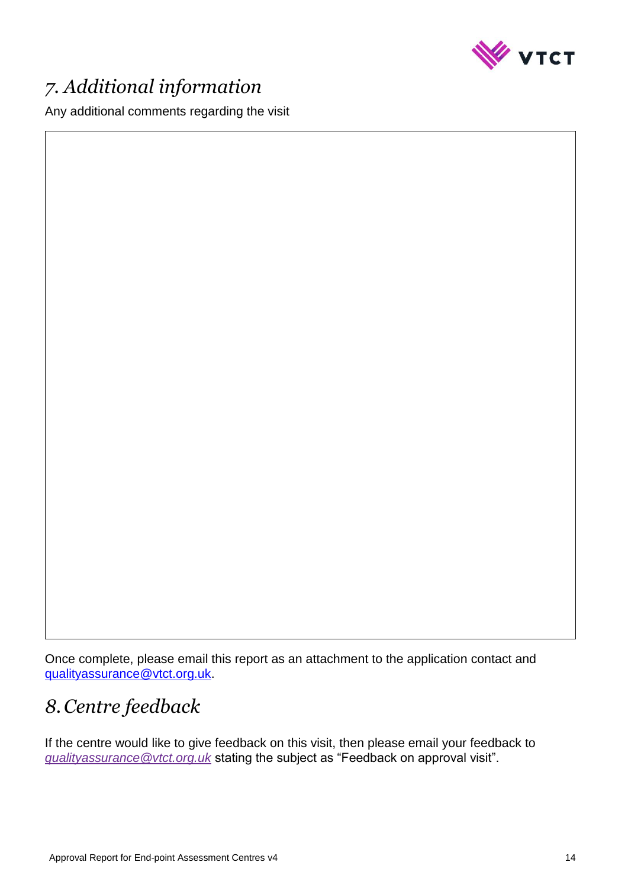# 7. Additional information

Any additional comments regarding the visit

| |
|---|
| |

Once complete, please email this report as an attachment to the application contact and qualityassurance@vtct.org.uk.

# 8. Centre feedback

If the centre would like to give feedback on this visit, then please email your feedback to *qualityassurance@vtct.org.uk* stating the subject as "Feedback on approval visit".